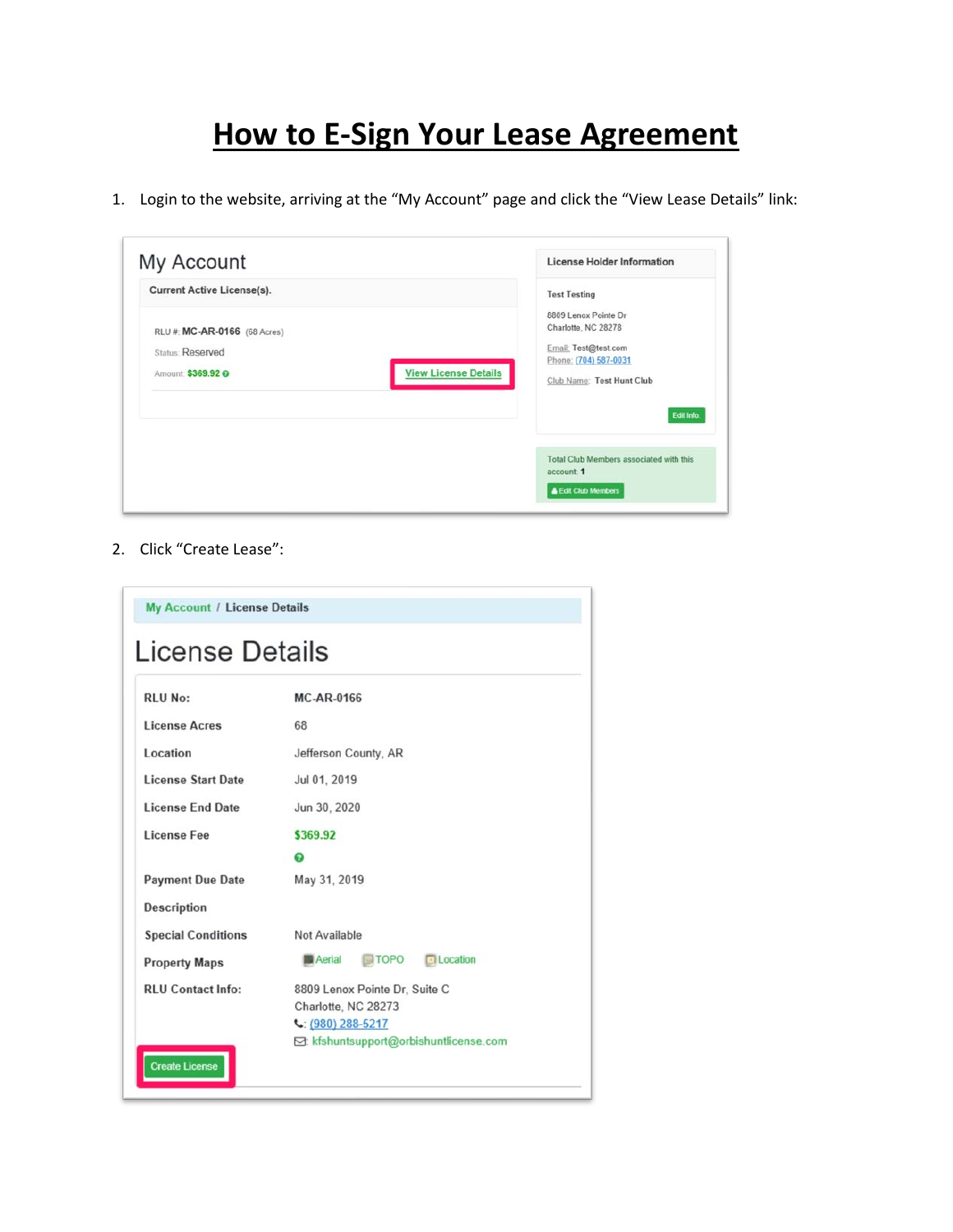# How to E-Sign Your Lease Agreement

1. Login to the website, arriving at the "My Account" page and click the "View Lease Details" link:

My Account

Current Active License(s).

RLU #: MC-AR-0166 (68 Acres)

Status: Reserved

Amount: $369.92

View License Details

License Holder Information

Test Testing

8809 Lenox Pointe Dr
Charlotte, NC 28278

Email: Test@test.com
Phone: (704) 587-0031

Club Name: Test Hunt Club

Edit Info.

Total Club Members associated with this account: 1

Edit Club Members

2. Click "Create Lease":

My Account / License Details

License Details

| | |
|---|---|
| RLU No: | MC-AR-0166 |
| License Acres | 68 |
| Location | Jefferson County, AR |
| License Start Date | Jul 01, 2019 |
| License End Date | Jun 30, 2020 |
| License Fee | $369.92 |
| Payment Due Date | May 31, 2019 |
| Description | |
| Special Conditions | Not Available |
| Property Maps | Aerial TOPO Location |
| RLU Contact Info: | 8809 Lenox Pointe Dr, Suite C<br>Charlotte, NC 28273<br>(980) 288-5217<br>kfshuntsupport@orbishuntlicense.com |

Create License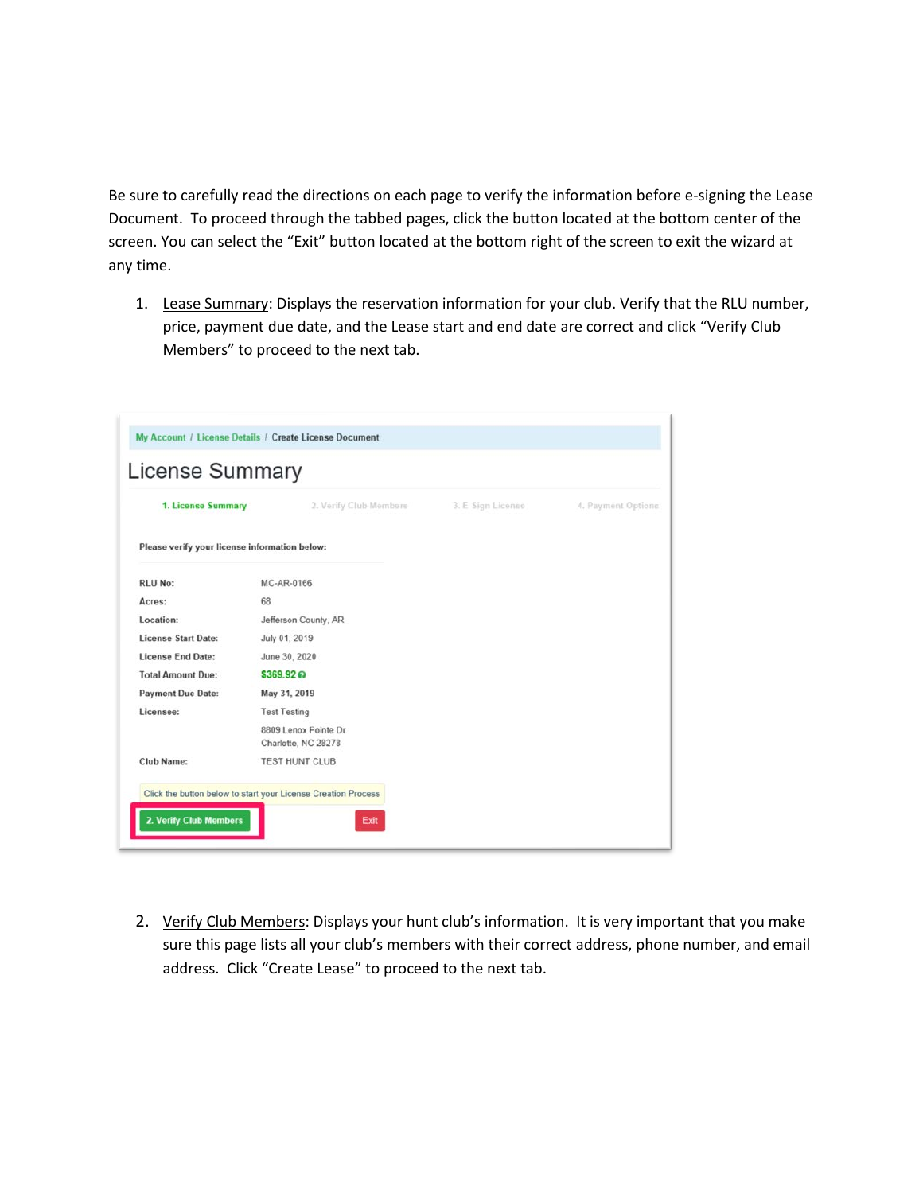Be sure to carefully read the directions on each page to verify the information before e-signing the Lease Document. To proceed through the tabbed pages, click the button located at the bottom center of the screen. You can select the "Exit" button located at the bottom right of the screen to exit the wizard at any time.

1. Lease Summary: Displays the reservation information for your club. Verify that the RLU number, price, payment due date, and the Lease start and end date are correct and click "Verify Club Members" to proceed to the next tab.

My Account / License Details / Create License Document

License Summary

1. License Summary 2. Verify Club Members 3. E-Sign License 4. Payment Options

Please verify your license information below:

| | |
|---|---|
| RLU No: | MC-AR-0166 |
| Acres: | 68 |
| Location: | Jefferson County, AR |
| License Start Date: | July 01, 2019 |
| License End Date: | June 30, 2020 |
| Total Amount Due: | $369.92 |
| Payment Due Date: | May 31, 2019 |
| Licensee: | Test Testing<br>8809 Lenox Pointe Dr<br>Charlotte, NC 28278 |
| Club Name: | TEST HUNT CLUB |

Click the button below to start your License Creation Process

2. Verify Club Members Exit

2. Verify Club Members: Displays your hunt club's information. It is very important that you make sure this page lists all your club's members with their correct address, phone number, and email address. Click "Create Lease" to proceed to the next tab.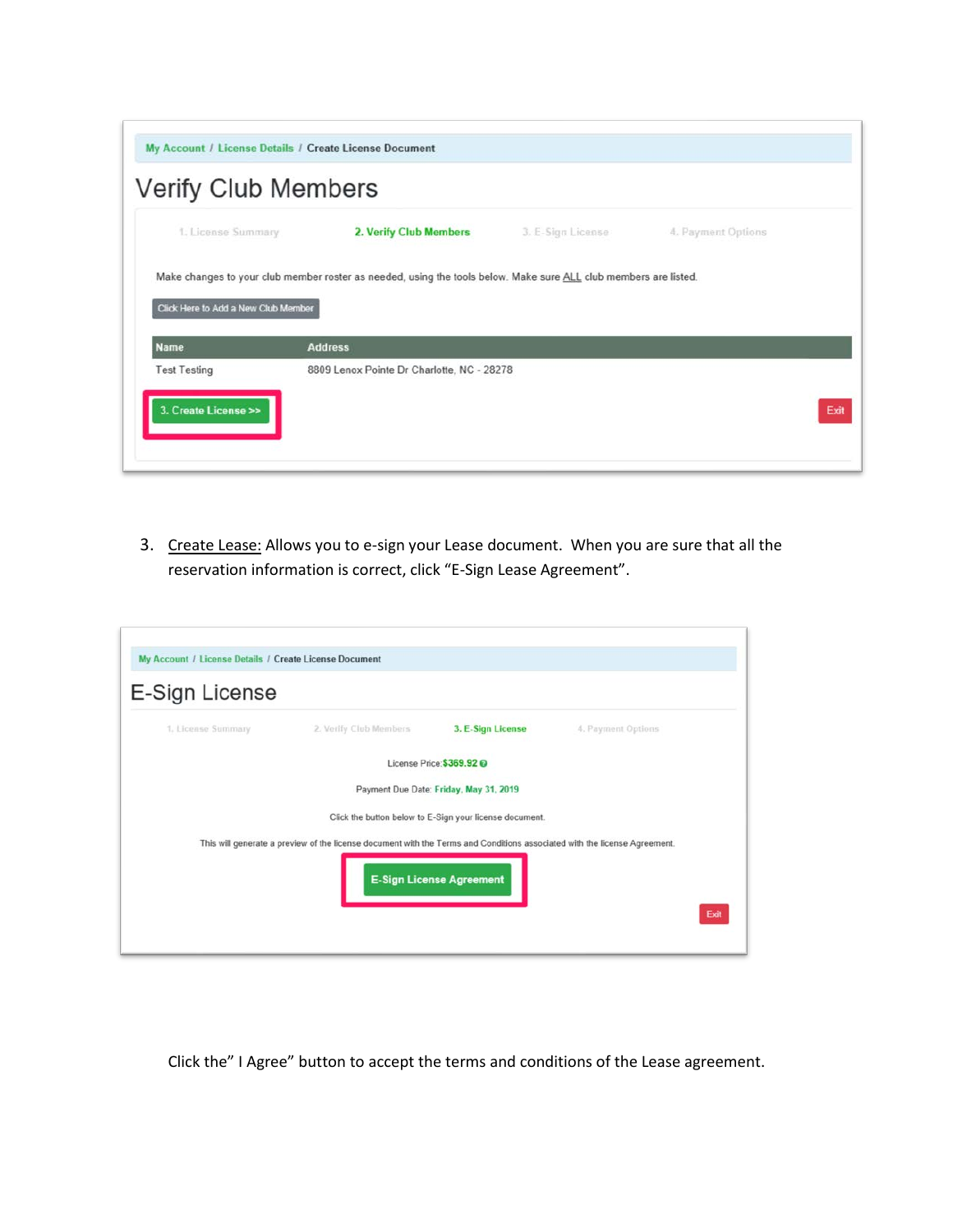My Account / License Details / Create License Document

## Verify Club Members

1. License Summary | **2. Verify Club Members** | 3. E-Sign License | 4. Payment Options

Make changes to your club member roster as needed, using the tools below. Make sure ALL club members are listed.

Click Here to Add a New Club Member

| Name | Address |
|---|---|
| Test Testing | 8809 Lenox Pointe Dr Charlotte, NC - 28278 |

3. Create License >>

Exit

3. Create Lease: Allows you to e-sign your Lease document. When you are sure that all the reservation information is correct, click "E-Sign Lease Agreement".

My Account / License Details / Create License Document

## E-Sign License

1. License Summary | 2. Verify Club Members | **3. E-Sign License** | 4. Payment Options

License Price: **$369.92**

Payment Due Date: **Friday, May 31, 2019**

Click the button below to E-Sign your license document.

This will generate a preview of the license document with the Terms and Conditions associated with the license Agreement.

E-Sign License Agreement

Exit

Click the" I Agree" button to accept the terms and conditions of the Lease agreement.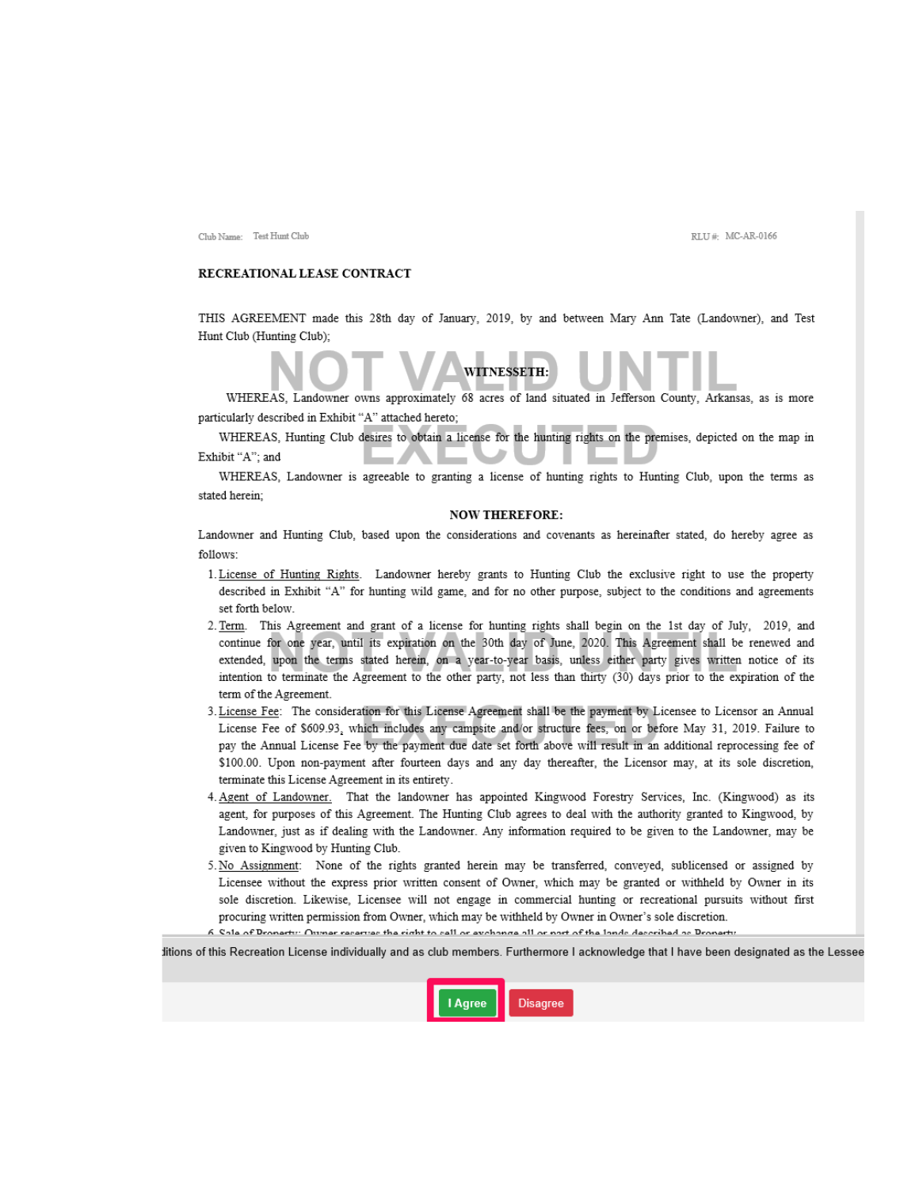Club Name: Test Hunt Club RLU #: MC-AR-0166

**RECREATIONAL LEASE CONTRACT**

THIS AGREEMENT made this 28th day of January, 2019, by and between Mary Ann Tate (Landowner), and Test Hunt Club (Hunting Club);

NOT VALID UNTIL EXECUTED

**WITNESSETH:**

WHEREAS, Landowner owns approximately 68 acres of land situated in Jefferson County, Arkansas, as is more particularly described in Exhibit "A" attached hereto;

WHEREAS, Hunting Club desires to obtain a license for the hunting rights on the premises, depicted on the map in Exhibit "A"; and

WHEREAS, Landowner is agreeable to granting a license of hunting rights to Hunting Club, upon the terms as stated herein;

**NOW THEREFORE:**

Landowner and Hunting Club, based upon the considerations and covenants as hereinafter stated, do hereby agree as follows:

1. License of Hunting Rights. Landowner hereby grants to Hunting Club the exclusive right to use the property described in Exhibit "A" for hunting wild game, and for no other purpose, subject to the conditions and agreements set forth below.
2. Term. This Agreement and grant of a license for hunting rights shall begin on the 1st day of July, 2019, and continue for one year, until its expiration on the 30th day of June, 2020. This Agreement shall be renewed and extended, upon the terms stated herein, on a year-to-year basis, unless either party gives written notice of its intention to terminate the Agreement to the other party, not less than thirty (30) days prior to the expiration of the term of the Agreement.
3. License Fee: The consideration for this License Agreement shall be the payment by Licensee to Licensor an Annual License Fee of $609.93, which includes any campsite and/or structure fees, on or before May 31, 2019. Failure to pay the Annual License Fee by the payment due date set forth above will result in an additional reprocessing fee of $100.00. Upon non-payment after fourteen days and any day thereafter, the Licensor may, at its sole discretion, terminate this License Agreement in its entirety.
4. Agent of Landowner. That the landowner has appointed Kingwood Forestry Services, Inc. (Kingwood) as its agent, for purposes of this Agreement. The Hunting Club agrees to deal with the authority granted to Kingwood, by Landowner, just as if dealing with the Landowner. Any information required to be given to the Landowner, may be given to Kingwood by Hunting Club.
5. No Assignment: None of the rights granted herein may be transferred, conveyed, sublicensed or assigned by Licensee without the express prior written consent of Owner, which may be granted or withheld by Owner in its sole discretion. Likewise, Licensee will not engage in commercial hunting or recreational pursuits without first procuring written permission from Owner, which may be withheld by Owner in Owner's sole discretion.
6. Sale of Property: Owner reserves the right to sell or exchange all or part of the lands described as Property

NOT VALID UNTIL EXECUTED

...ditions of this Recreation License individually and as club members. Furthermore I acknowledge that I have been designated as the Lessee

I Agree Disagree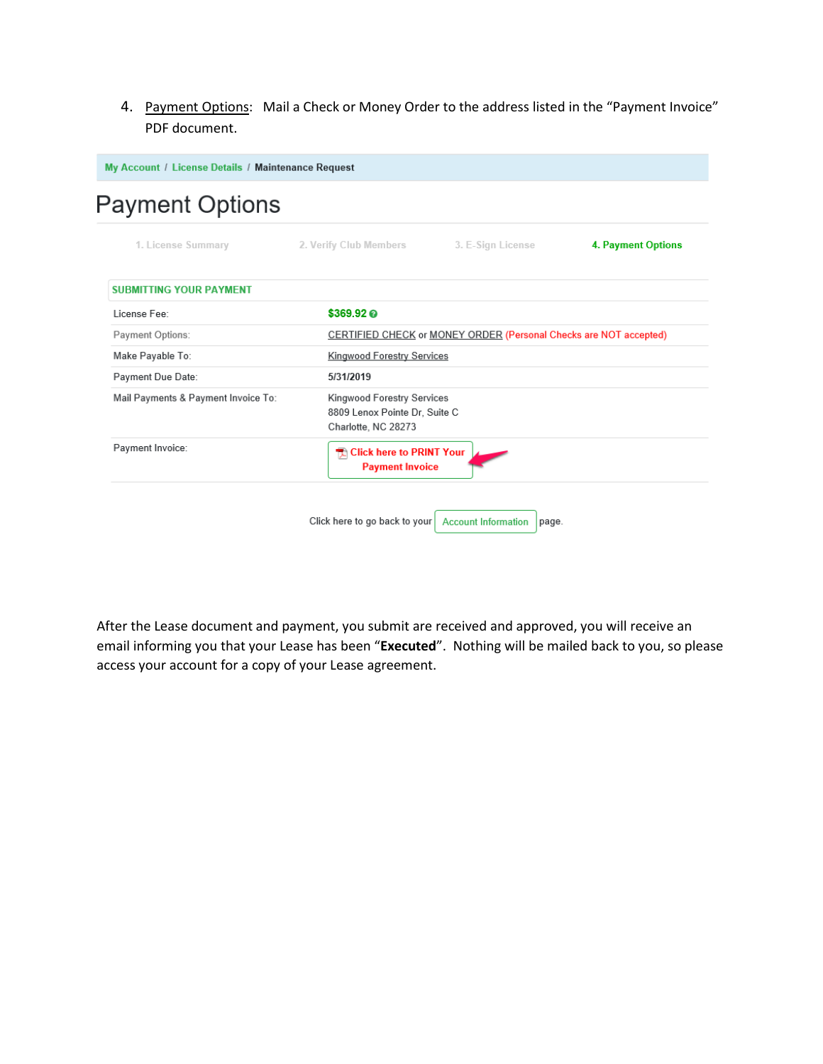4. Payment Options:   Mail a Check or Money Order to the address listed in the “Payment Invoice” PDF document.

My Account / License Details / Maintenance Request

# Payment Options

1. License Summary    2. Verify Club Members    3. E-Sign License    4. Payment Options

| SUBMITTING YOUR PAYMENT | |
|---|---|
| License Fee: | $369.92 |
| Payment Options: | CERTIFIED CHECK or MONEY ORDER (Personal Checks are NOT accepted) |
| Make Payable To: | Kingwood Forestry Services |
| Payment Due Date: | 5/31/2019 |
| Mail Payments & Payment Invoice To: | Kingwood Forestry Services<br>8809 Lenox Pointe Dr, Suite C<br>Charlotte, NC 28273 |
| Payment Invoice: | Click here to PRINT Your Payment Invoice |

Click here to go back to your Account Information page.

After the Lease document and payment, you submit are received and approved, you will receive an email informing you that your Lease has been “**Executed**”. Nothing will be mailed back to you, so please access your account for a copy of your Lease agreement.